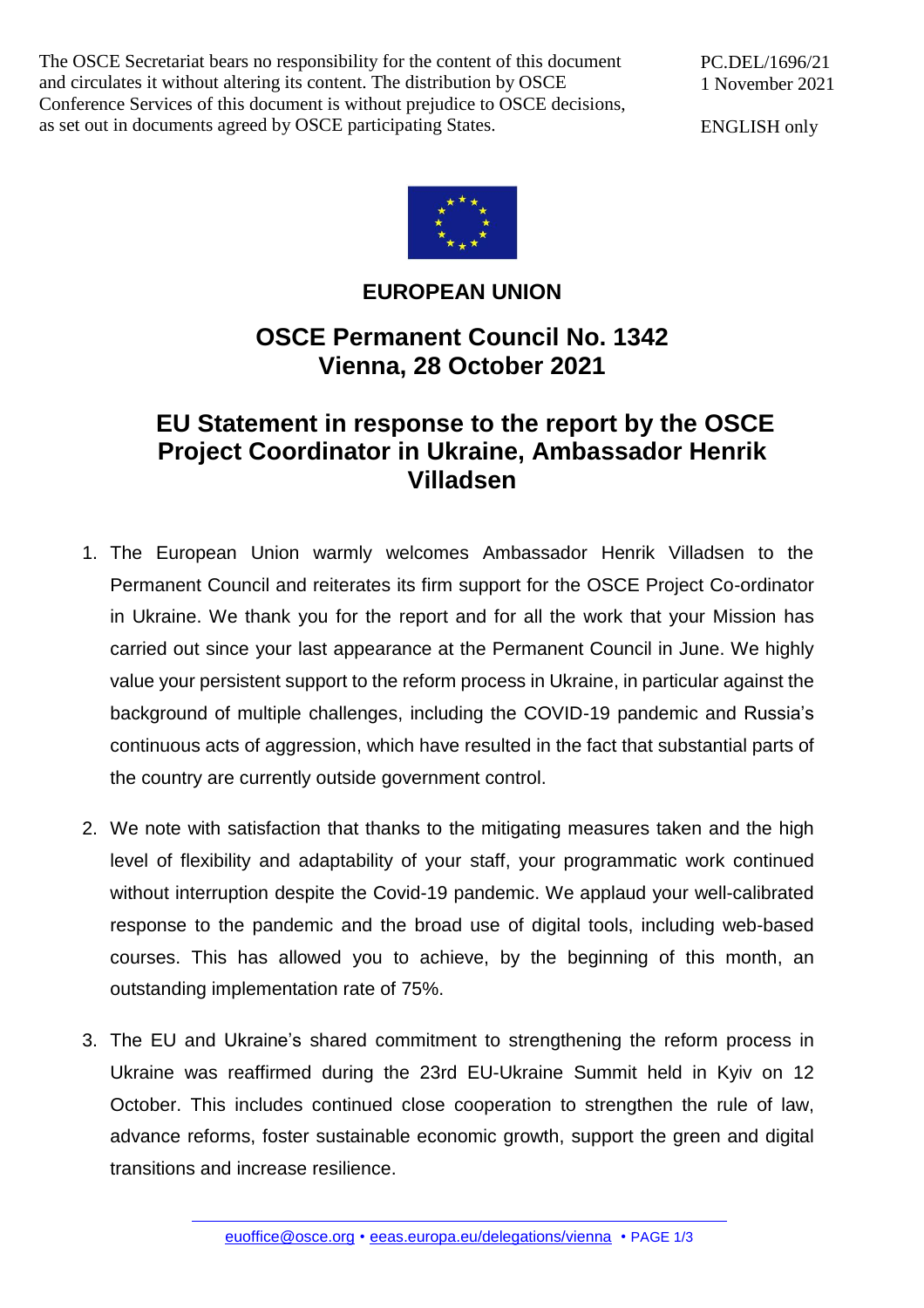The OSCE Secretariat bears no responsibility for the content of this document and circulates it without altering its content. The distribution by OSCE Conference Services of this document is without prejudice to OSCE decisions, as set out in documents agreed by OSCE participating States.

PC.DEL/1696/21
1 November 2021

ENGLISH only

**EUROPEAN UNION**

# OSCE Permanent Council No. 1342
# Vienna, 28 October 2021

## EU Statement in response to the report by the OSCE Project Coordinator in Ukraine, Ambassador Henrik Villadsen

1. The European Union warmly welcomes Ambassador Henrik Villadsen to the Permanent Council and reiterates its firm support for the OSCE Project Co-ordinator in Ukraine. We thank you for the report and for all the work that your Mission has carried out since your last appearance at the Permanent Council in June. We highly value your persistent support to the reform process in Ukraine, in particular against the background of multiple challenges, including the COVID-19 pandemic and Russia's continuous acts of aggression, which have resulted in the fact that substantial parts of the country are currently outside government control.

2. We note with satisfaction that thanks to the mitigating measures taken and the high level of flexibility and adaptability of your staff, your programmatic work continued without interruption despite the Covid-19 pandemic. We applaud your well-calibrated response to the pandemic and the broad use of digital tools, including web-based courses. This has allowed you to achieve, by the beginning of this month, an outstanding implementation rate of 75%.

3. The EU and Ukraine's shared commitment to strengthening the reform process in Ukraine was reaffirmed during the 23rd EU-Ukraine Summit held in Kyiv on 12 October. This includes continued close cooperation to strengthen the rule of law, advance reforms, foster sustainable economic growth, support the green and digital transitions and increase resilience.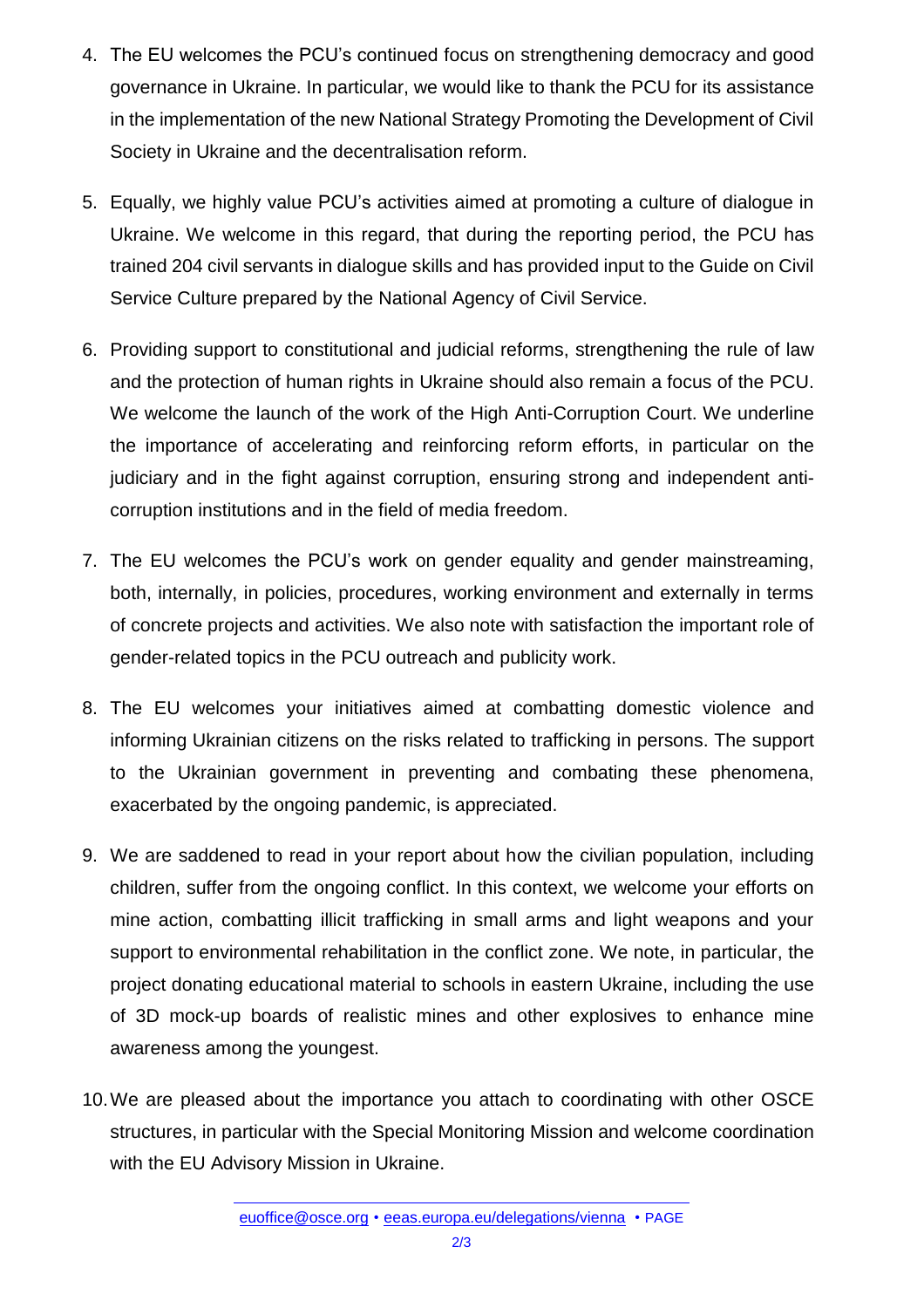4. The EU welcomes the PCU's continued focus on strengthening democracy and good governance in Ukraine. In particular, we would like to thank the PCU for its assistance in the implementation of the new National Strategy Promoting the Development of Civil Society in Ukraine and the decentralisation reform.

5. Equally, we highly value PCU's activities aimed at promoting a culture of dialogue in Ukraine. We welcome in this regard, that during the reporting period, the PCU has trained 204 civil servants in dialogue skills and has provided input to the Guide on Civil Service Culture prepared by the National Agency of Civil Service.

6. Providing support to constitutional and judicial reforms, strengthening the rule of law and the protection of human rights in Ukraine should also remain a focus of the PCU. We welcome the launch of the work of the High Anti-Corruption Court. We underline the importance of accelerating and reinforcing reform efforts, in particular on the judiciary and in the fight against corruption, ensuring strong and independent anti-corruption institutions and in the field of media freedom.

7. The EU welcomes the PCU's work on gender equality and gender mainstreaming, both, internally, in policies, procedures, working environment and externally in terms of concrete projects and activities. We also note with satisfaction the important role of gender-related topics in the PCU outreach and publicity work.

8. The EU welcomes your initiatives aimed at combatting domestic violence and informing Ukrainian citizens on the risks related to trafficking in persons. The support to the Ukrainian government in preventing and combating these phenomena, exacerbated by the ongoing pandemic, is appreciated.

9. We are saddened to read in your report about how the civilian population, including children, suffer from the ongoing conflict. In this context, we welcome your efforts on mine action, combatting illicit trafficking in small arms and light weapons and your support to environmental rehabilitation in the conflict zone. We note, in particular, the project donating educational material to schools in eastern Ukraine, including the use of 3D mock-up boards of realistic mines and other explosives to enhance mine awareness among the youngest.

10. We are pleased about the importance you attach to coordinating with other OSCE structures, in particular with the Special Monitoring Mission and welcome coordination with the EU Advisory Mission in Ukraine.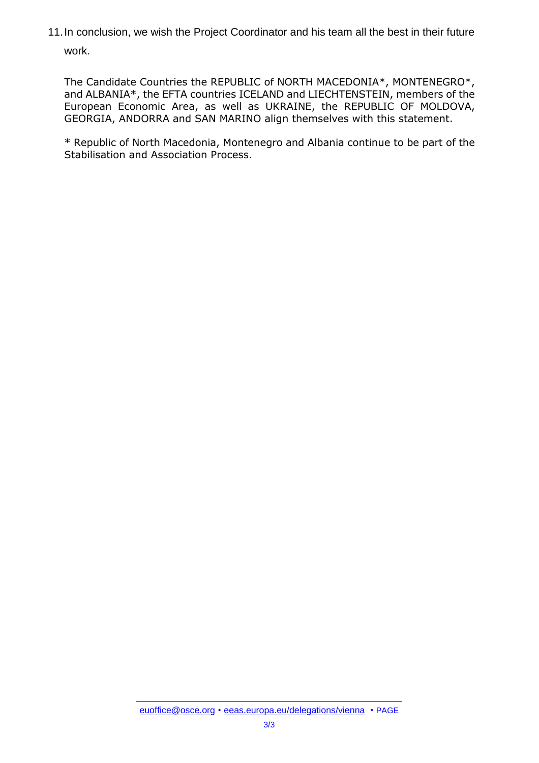11. In conclusion, we wish the Project Coordinator and his team all the best in their future work.

The Candidate Countries the REPUBLIC of NORTH MACEDONIA*, MONTENEGRO*, and ALBANIA*, the EFTA countries ICELAND and LIECHTENSTEIN, members of the European Economic Area, as well as UKRAINE, the REPUBLIC OF MOLDOVA, GEORGIA, ANDORRA and SAN MARINO align themselves with this statement.

* Republic of North Macedonia, Montenegro and Albania continue to be part of the Stabilisation and Association Process.